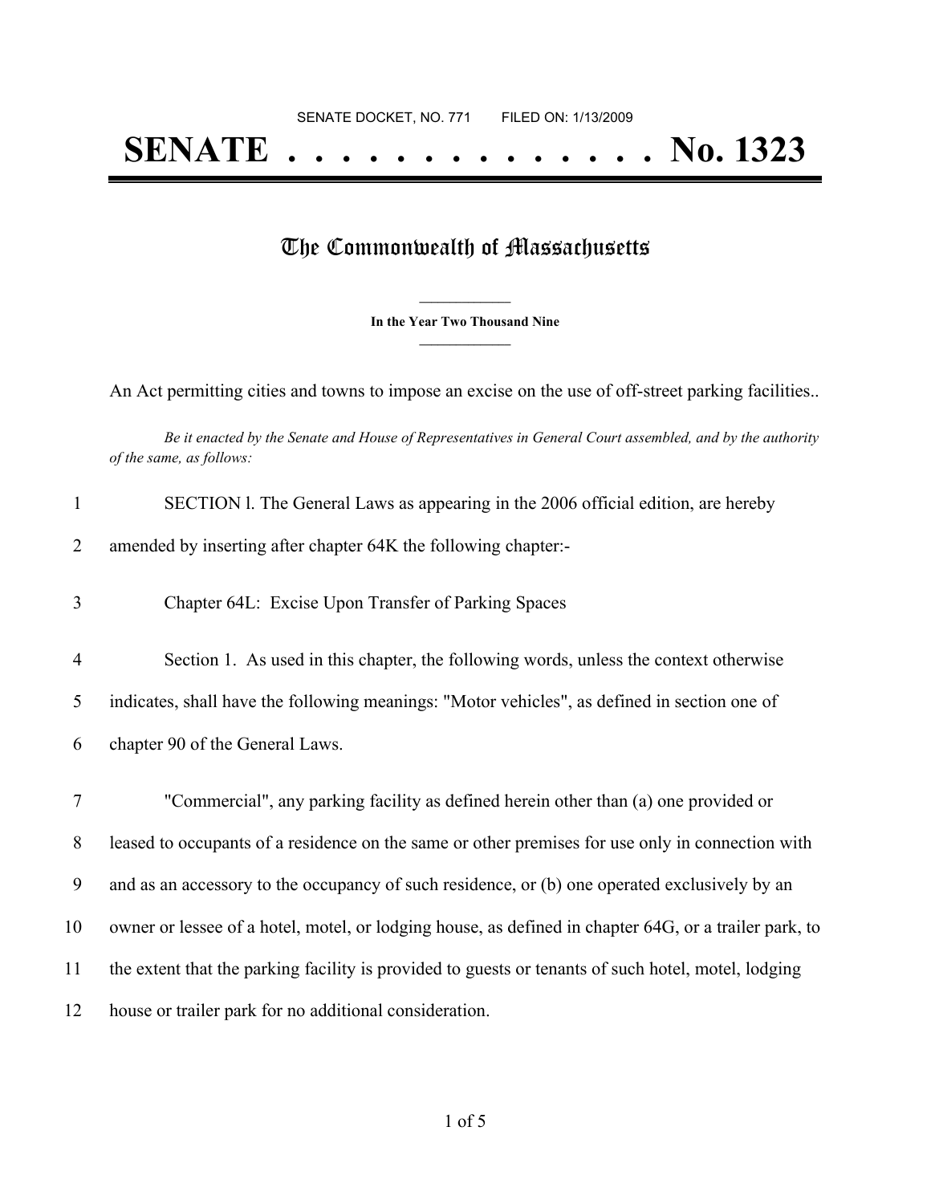SENATE DOCKET, NO. 771        FILED ON: 1/13/2009

# SENATE . . . . . . . . . . . . . . No. 1323

## The Commonwealth of Massachusetts

**In the Year Two Thousand Nine**

An Act permitting cities and towns to impose an excise on the use of off-street parking facilities..

*Be it enacted by the Senate and House of Representatives in General Court assembled, and by the authority of the same, as follows:*

1 SECTION l. The General Laws as appearing in the 2006 official edition, are hereby
2 amended by inserting after chapter 64K the following chapter:-

3 Chapter 64L: Excise Upon Transfer of Parking Spaces

4 Section 1. As used in this chapter, the following words, unless the context otherwise
5 indicates, shall have the following meanings: "Motor vehicles", as defined in section one of
6 chapter 90 of the General Laws.

7 "Commercial", any parking facility as defined herein other than (a) one provided or
8 leased to occupants of a residence on the same or other premises for use only in connection with
9 and as an accessory to the occupancy of such residence, or (b) one operated exclusively by an
10 owner or lessee of a hotel, motel, or lodging house, as defined in chapter 64G, or a trailer park, to
11 the extent that the parking facility is provided to guests or tenants of such hotel, motel, lodging
12 house or trailer park for no additional consideration.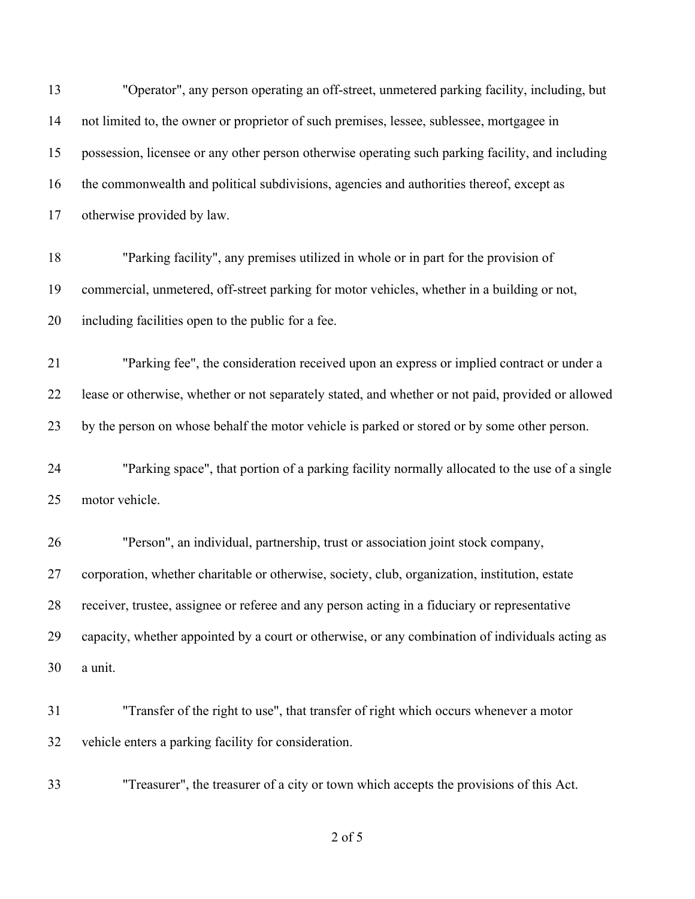"Operator", any person operating an off-street, unmetered parking facility, including, but not limited to, the owner or proprietor of such premises, lessee, sublessee, mortgagee in possession, licensee or any other person otherwise operating such parking facility, and including the commonwealth and political subdivisions, agencies and authorities thereof, except as otherwise provided by law.

"Parking facility", any premises utilized in whole or in part for the provision of commercial, unmetered, off-street parking for motor vehicles, whether in a building or not, including facilities open to the public for a fee.

"Parking fee", the consideration received upon an express or implied contract or under a lease or otherwise, whether or not separately stated, and whether or not paid, provided or allowed by the person on whose behalf the motor vehicle is parked or stored or by some other person.

"Parking space", that portion of a parking facility normally allocated to the use of a single motor vehicle.

"Person", an individual, partnership, trust or association joint stock company, corporation, whether charitable or otherwise, society, club, organization, institution, estate receiver, trustee, assignee or referee and any person acting in a fiduciary or representative capacity, whether appointed by a court or otherwise, or any combination of individuals acting as a unit.

"Transfer of the right to use", that transfer of right which occurs whenever a motor vehicle enters a parking facility for consideration.

"Treasurer", the treasurer of a city or town which accepts the provisions of this Act.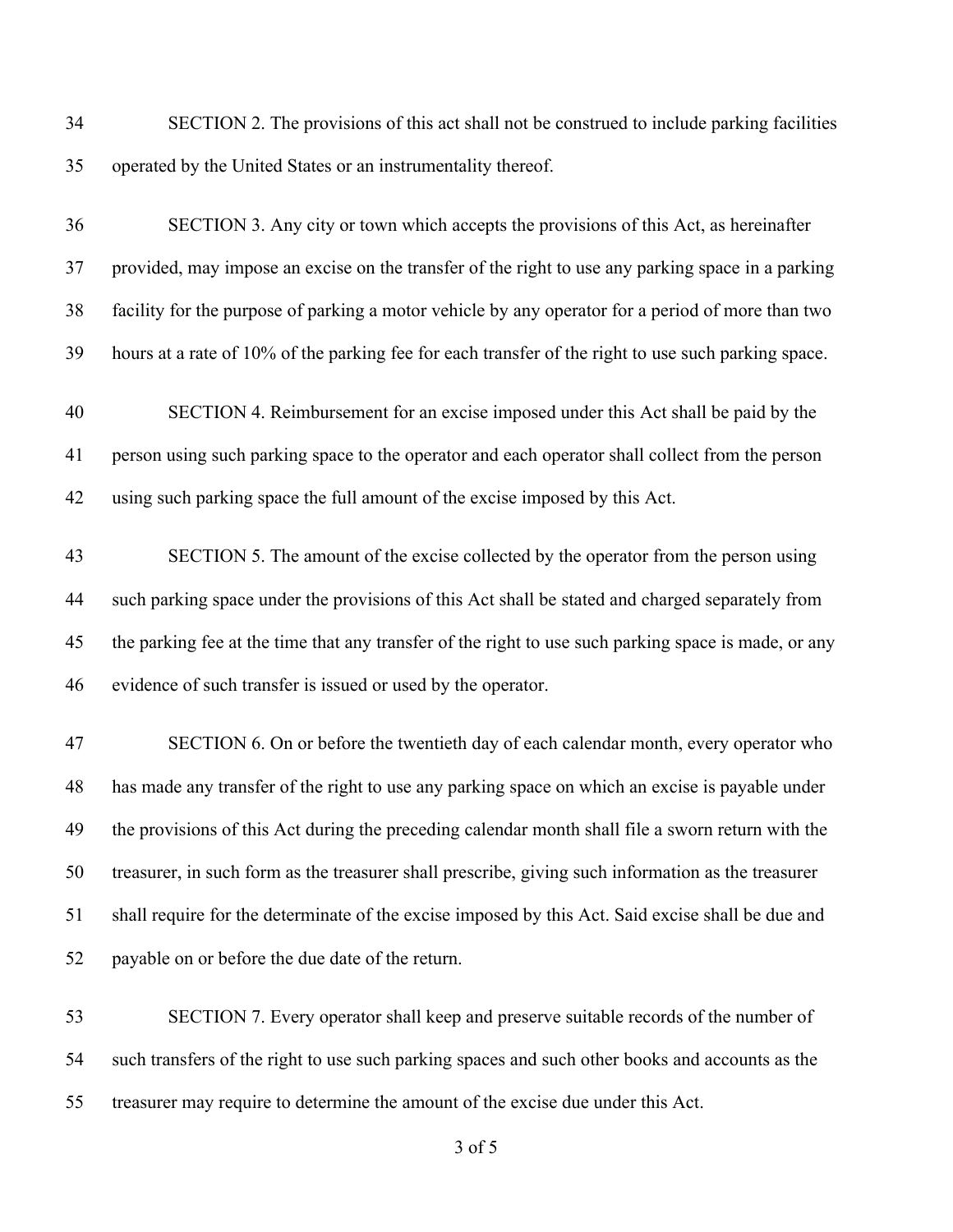SECTION 2. The provisions of this act shall not be construed to include parking facilities operated by the United States or an instrumentality thereof.

SECTION 3. Any city or town which accepts the provisions of this Act, as hereinafter provided, may impose an excise on the transfer of the right to use any parking space in a parking facility for the purpose of parking a motor vehicle by any operator for a period of more than two hours at a rate of 10% of the parking fee for each transfer of the right to use such parking space.

SECTION 4. Reimbursement for an excise imposed under this Act shall be paid by the person using such parking space to the operator and each operator shall collect from the person using such parking space the full amount of the excise imposed by this Act.

SECTION 5. The amount of the excise collected by the operator from the person using such parking space under the provisions of this Act shall be stated and charged separately from the parking fee at the time that any transfer of the right to use such parking space is made, or any evidence of such transfer is issued or used by the operator.

SECTION 6. On or before the twentieth day of each calendar month, every operator who has made any transfer of the right to use any parking space on which an excise is payable under the provisions of this Act during the preceding calendar month shall file a sworn return with the treasurer, in such form as the treasurer shall prescribe, giving such information as the treasurer shall require for the determinate of the excise imposed by this Act. Said excise shall be due and payable on or before the due date of the return.

SECTION 7. Every operator shall keep and preserve suitable records of the number of such transfers of the right to use such parking spaces and such other books and accounts as the treasurer may require to determine the amount of the excise due under this Act.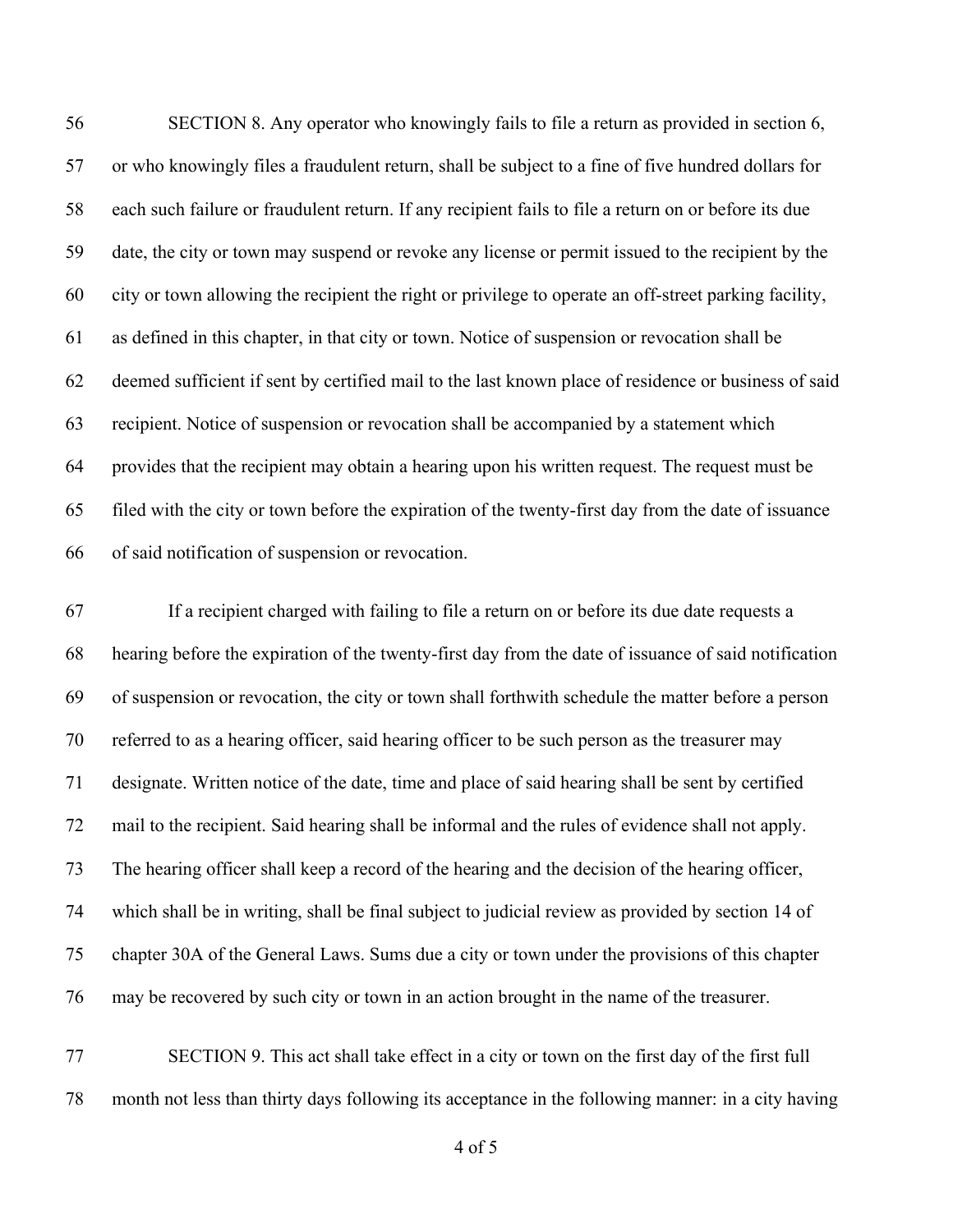SECTION 8. Any operator who knowingly fails to file a return as provided in section 6, or who knowingly files a fraudulent return, shall be subject to a fine of five hundred dollars for each such failure or fraudulent return. If any recipient fails to file a return on or before its due date, the city or town may suspend or revoke any license or permit issued to the recipient by the city or town allowing the recipient the right or privilege to operate an off-street parking facility, as defined in this chapter, in that city or town. Notice of suspension or revocation shall be deemed sufficient if sent by certified mail to the last known place of residence or business of said recipient. Notice of suspension or revocation shall be accompanied by a statement which provides that the recipient may obtain a hearing upon his written request. The request must be filed with the city or town before the expiration of the twenty-first day from the date of issuance of said notification of suspension or revocation.

If a recipient charged with failing to file a return on or before its due date requests a hearing before the expiration of the twenty-first day from the date of issuance of said notification of suspension or revocation, the city or town shall forthwith schedule the matter before a person referred to as a hearing officer, said hearing officer to be such person as the treasurer may designate. Written notice of the date, time and place of said hearing shall be sent by certified mail to the recipient. Said hearing shall be informal and the rules of evidence shall not apply. The hearing officer shall keep a record of the hearing and the decision of the hearing officer, which shall be in writing, shall be final subject to judicial review as provided by section 14 of chapter 30A of the General Laws. Sums due a city or town under the provisions of this chapter may be recovered by such city or town in an action brought in the name of the treasurer.

SECTION 9. This act shall take effect in a city or town on the first day of the first full month not less than thirty days following its acceptance in the following manner: in a city having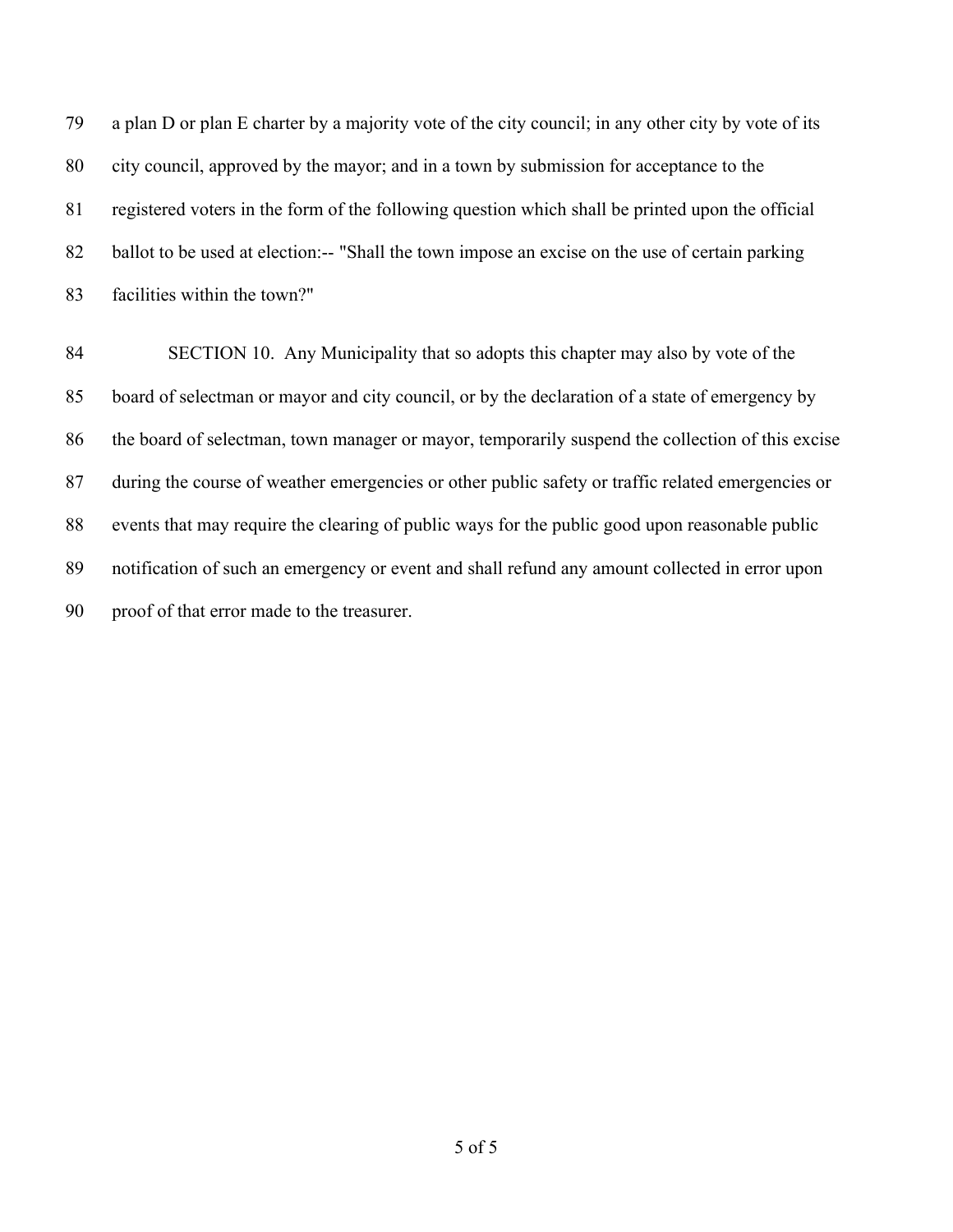a plan D or plan E charter by a majority vote of the city council; in any other city by vote of its city council, approved by the mayor; and in a town by submission for acceptance to the registered voters in the form of the following question which shall be printed upon the official ballot to be used at election:-- "Shall the town impose an excise on the use of certain parking facilities within the town?"

SECTION 10. Any Municipality that so adopts this chapter may also by vote of the board of selectman or mayor and city council, or by the declaration of a state of emergency by the board of selectman, town manager or mayor, temporarily suspend the collection of this excise during the course of weather emergencies or other public safety or traffic related emergencies or events that may require the clearing of public ways for the public good upon reasonable public notification of such an emergency or event and shall refund any amount collected in error upon proof of that error made to the treasurer.